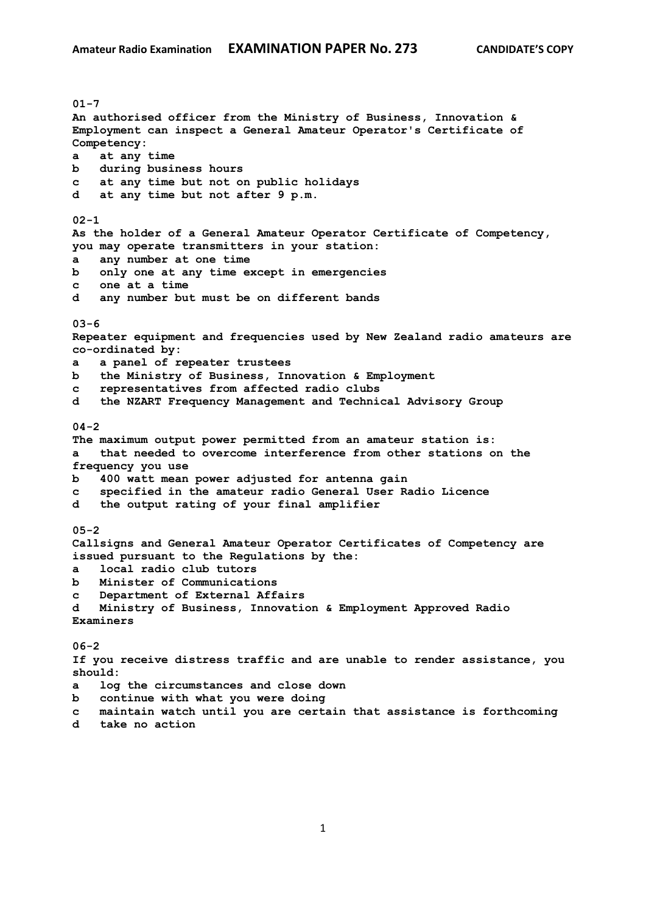**Amateur Radio Examination** **EXAMINATION PAPER No. 273** **CANDIDATE'S COPY**

**01-7**
**An authorised officer from the Ministry of Business, Innovation & Employment can inspect a General Amateur Operator's Certificate of Competency:**
**a at any time**
**b during business hours**
**c at any time but not on public holidays**
**d at any time but not after 9 p.m.**

**02-1**
**As the holder of a General Amateur Operator Certificate of Competency, you may operate transmitters in your station:**
**a any number at one time**
**b only one at any time except in emergencies**
**c one at a time**
**d any number but must be on different bands**

**03-6**
**Repeater equipment and frequencies used by New Zealand radio amateurs are co-ordinated by:**
**a a panel of repeater trustees**
**b the Ministry of Business, Innovation & Employment**
**c representatives from affected radio clubs**
**d the NZART Frequency Management and Technical Advisory Group**

**04-2**
**The maximum output power permitted from an amateur station is:**
**a that needed to overcome interference from other stations on the frequency you use**
**b 400 watt mean power adjusted for antenna gain**
**c specified in the amateur radio General User Radio Licence**
**d the output rating of your final amplifier**

**05-2**
**Callsigns and General Amateur Operator Certificates of Competency are issued pursuant to the Regulations by the:**
**a local radio club tutors**
**b Minister of Communications**
**c Department of External Affairs**
**d Ministry of Business, Innovation & Employment Approved Radio Examiners**

**06-2**
**If you receive distress traffic and are unable to render assistance, you should:**
**a log the circumstances and close down**
**b continue with what you were doing**
**c maintain watch until you are certain that assistance is forthcoming**
**d take no action**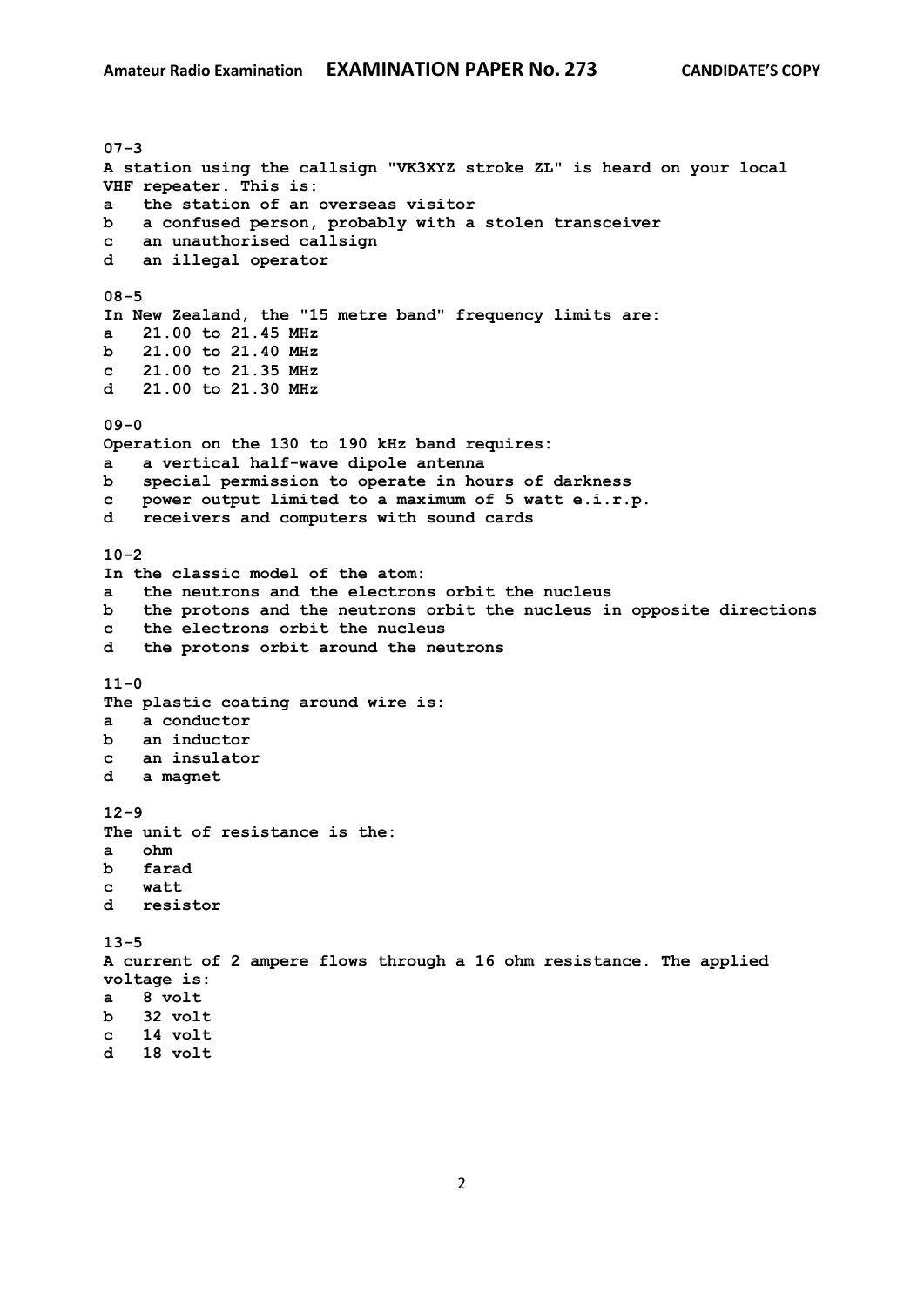**07-3**
**A station using the callsign "VK3XYZ stroke ZL" is heard on your local VHF repeater. This is:**
**a the station of an overseas visitor**
**b a confused person, probably with a stolen transceiver**
**c an unauthorised callsign**
**d an illegal operator**

**08-5**
**In New Zealand, the "15 metre band" frequency limits are:**
**a 21.00 to 21.45 MHz**
**b 21.00 to 21.40 MHz**
**c 21.00 to 21.35 MHz**
**d 21.00 to 21.30 MHz**

**09-0**
**Operation on the 130 to 190 kHz band requires:**
**a a vertical half-wave dipole antenna**
**b special permission to operate in hours of darkness**
**c power output limited to a maximum of 5 watt e.i.r.p.**
**d receivers and computers with sound cards**

**10-2**
**In the classic model of the atom:**
**a the neutrons and the electrons orbit the nucleus**
**b the protons and the neutrons orbit the nucleus in opposite directions**
**c the electrons orbit the nucleus**
**d the protons orbit around the neutrons**

**11-0**
**The plastic coating around wire is:**
**a a conductor**
**b an inductor**
**c an insulator**
**d a magnet**

**12-9**
**The unit of resistance is the:**
**a ohm**
**b farad**
**c watt**
**d resistor**

**13-5**
**A current of 2 ampere flows through a 16 ohm resistance. The applied voltage is:**
**a 8 volt**
**b 32 volt**
**c 14 volt**
**d 18 volt**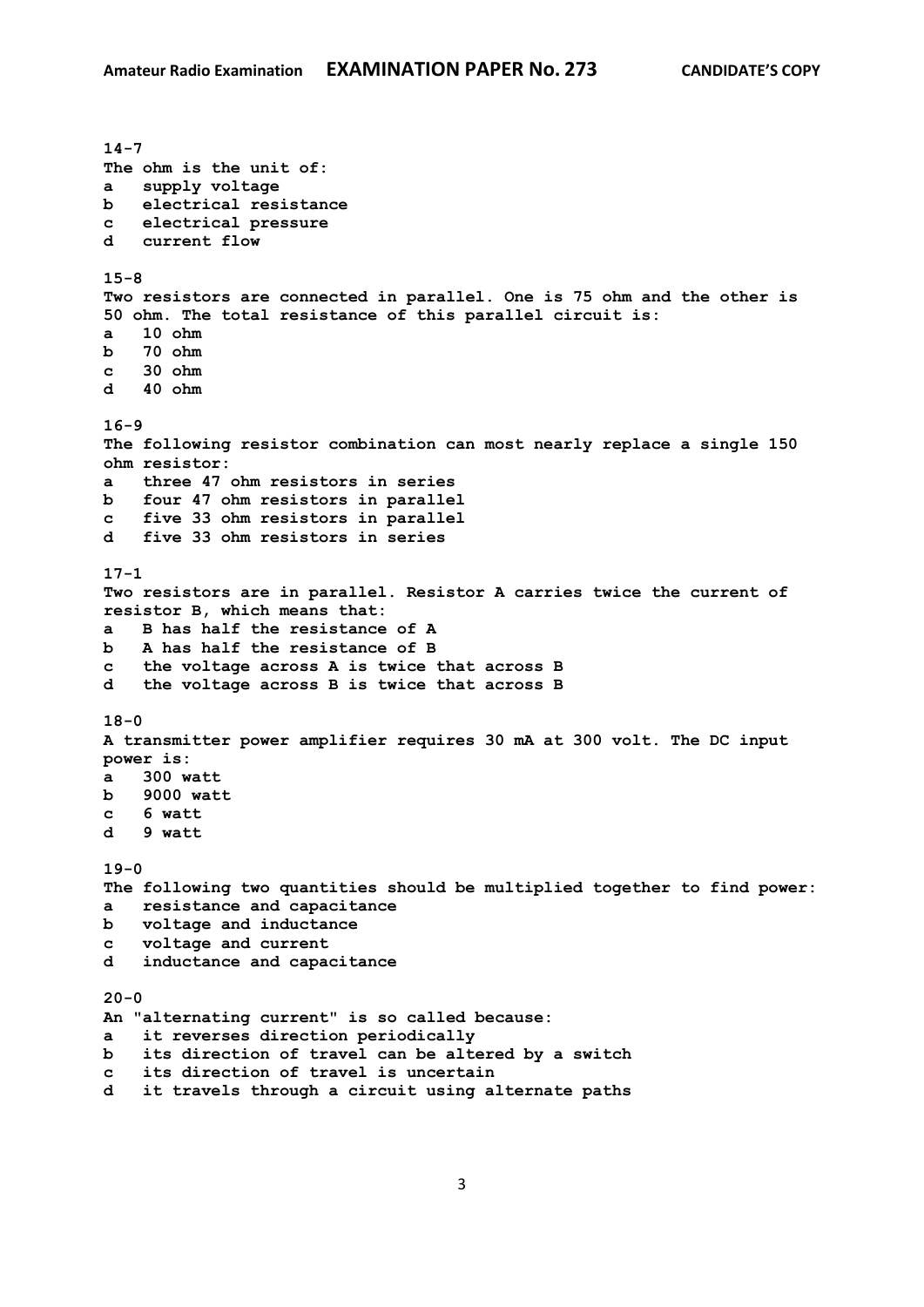**14-7**
**The ohm is the unit of:**
**a supply voltage**
**b electrical resistance**
**c electrical pressure**
**d current flow**

**15-8**
**Two resistors are connected in parallel. One is 75 ohm and the other is 50 ohm. The total resistance of this parallel circuit is:**
**a 10 ohm**
**b 70 ohm**
**c 30 ohm**
**d 40 ohm**

**16-9**
**The following resistor combination can most nearly replace a single 150 ohm resistor:**
**a three 47 ohm resistors in series**
**b four 47 ohm resistors in parallel**
**c five 33 ohm resistors in parallel**
**d five 33 ohm resistors in series**

**17-1**
**Two resistors are in parallel. Resistor A carries twice the current of resistor B, which means that:**
**a B has half the resistance of A**
**b A has half the resistance of B**
**c the voltage across A is twice that across B**
**d the voltage across B is twice that across B**

**18-0**
**A transmitter power amplifier requires 30 mA at 300 volt. The DC input power is:**
**a 300 watt**
**b 9000 watt**
**c 6 watt**
**d 9 watt**

**19-0**
**The following two quantities should be multiplied together to find power:**
**a resistance and capacitance**
**b voltage and inductance**
**c voltage and current**
**d inductance and capacitance**

**20-0**
**An "alternating current" is so called because:**
**a it reverses direction periodically**
**b its direction of travel can be altered by a switch**
**c its direction of travel is uncertain**
**d it travels through a circuit using alternate paths**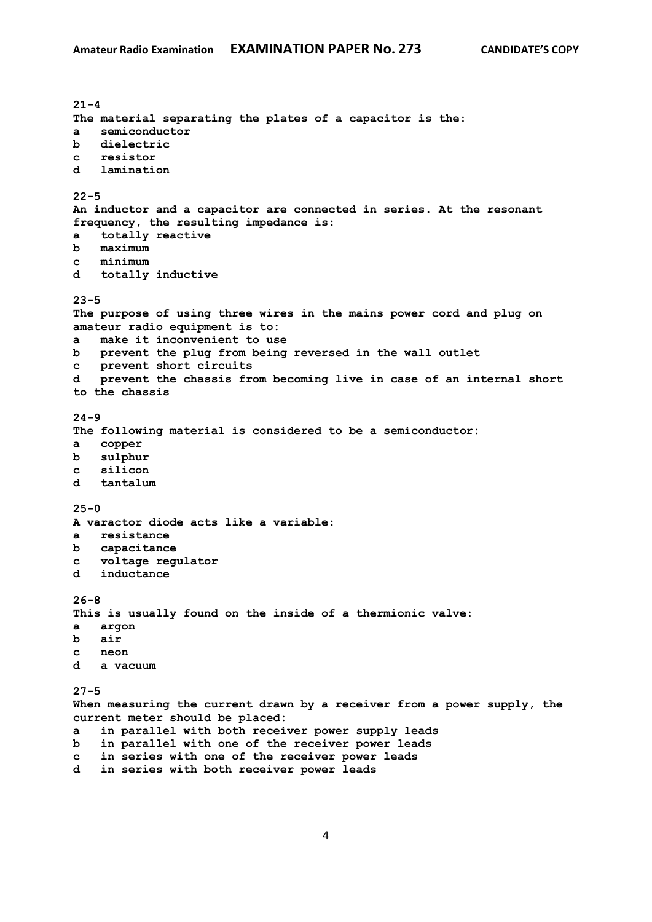**21-4**
**The material separating the plates of a capacitor is the:**
**a semiconductor**
**b dielectric**
**c resistor**
**d lamination**

**22-5**
**An inductor and a capacitor are connected in series. At the resonant frequency, the resulting impedance is:**
**a totally reactive**
**b maximum**
**c minimum**
**d totally inductive**

**23-5**
**The purpose of using three wires in the mains power cord and plug on amateur radio equipment is to:**
**a make it inconvenient to use**
**b prevent the plug from being reversed in the wall outlet**
**c prevent short circuits**
**d prevent the chassis from becoming live in case of an internal short to the chassis**

**24-9**
**The following material is considered to be a semiconductor:**
**a copper**
**b sulphur**
**c silicon**
**d tantalum**

**25-0**
**A varactor diode acts like a variable:**
**a resistance**
**b capacitance**
**c voltage regulator**
**d inductance**

**26-8**
**This is usually found on the inside of a thermionic valve:**
**a argon**
**b air**
**c neon**
**d a vacuum**

**27-5**
**When measuring the current drawn by a receiver from a power supply, the current meter should be placed:**
**a in parallel with both receiver power supply leads**
**b in parallel with one of the receiver power leads**
**c in series with one of the receiver power leads**
**d in series with both receiver power leads**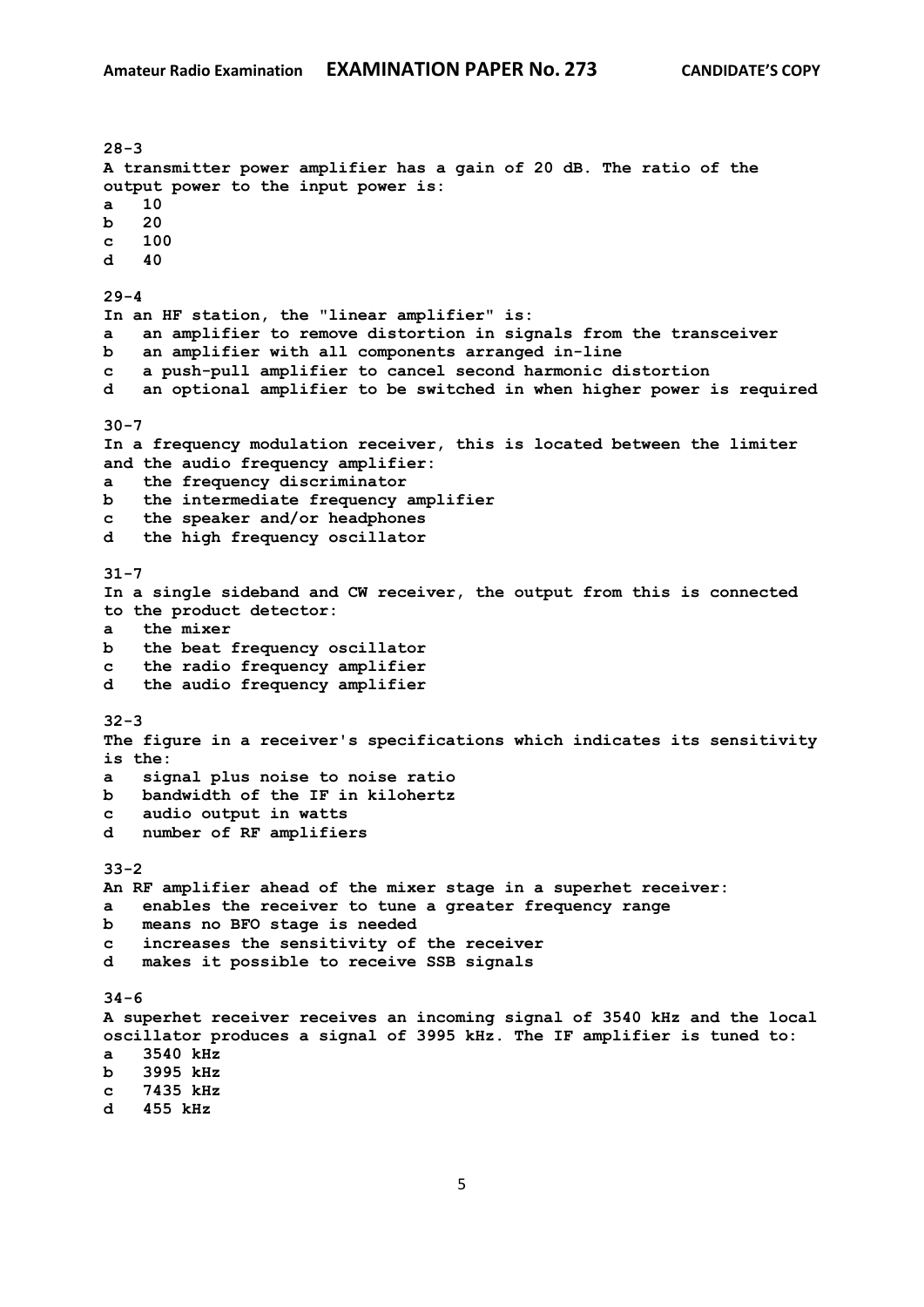**28-3**
**A transmitter power amplifier has a gain of 20 dB. The ratio of the output power to the input power is:**
**a 10**
**b 20**
**c 100**
**d 40**

**29-4**
**In an HF station, the "linear amplifier" is:**
**a an amplifier to remove distortion in signals from the transceiver**
**b an amplifier with all components arranged in-line**
**c a push-pull amplifier to cancel second harmonic distortion**
**d an optional amplifier to be switched in when higher power is required**

**30-7**
**In a frequency modulation receiver, this is located between the limiter and the audio frequency amplifier:**
**a the frequency discriminator**
**b the intermediate frequency amplifier**
**c the speaker and/or headphones**
**d the high frequency oscillator**

**31-7**
**In a single sideband and CW receiver, the output from this is connected to the product detector:**
**a the mixer**
**b the beat frequency oscillator**
**c the radio frequency amplifier**
**d the audio frequency amplifier**

**32-3**
**The figure in a receiver's specifications which indicates its sensitivity is the:**
**a signal plus noise to noise ratio**
**b bandwidth of the IF in kilohertz**
**c audio output in watts**
**d number of RF amplifiers**

**33-2**
**An RF amplifier ahead of the mixer stage in a superhet receiver:**
**a enables the receiver to tune a greater frequency range**
**b means no BFO stage is needed**
**c increases the sensitivity of the receiver**
**d makes it possible to receive SSB signals**

**34-6**
**A superhet receiver receives an incoming signal of 3540 kHz and the local oscillator produces a signal of 3995 kHz. The IF amplifier is tuned to:**
**a 3540 kHz**
**b 3995 kHz**
**c 7435 kHz**
**d 455 kHz**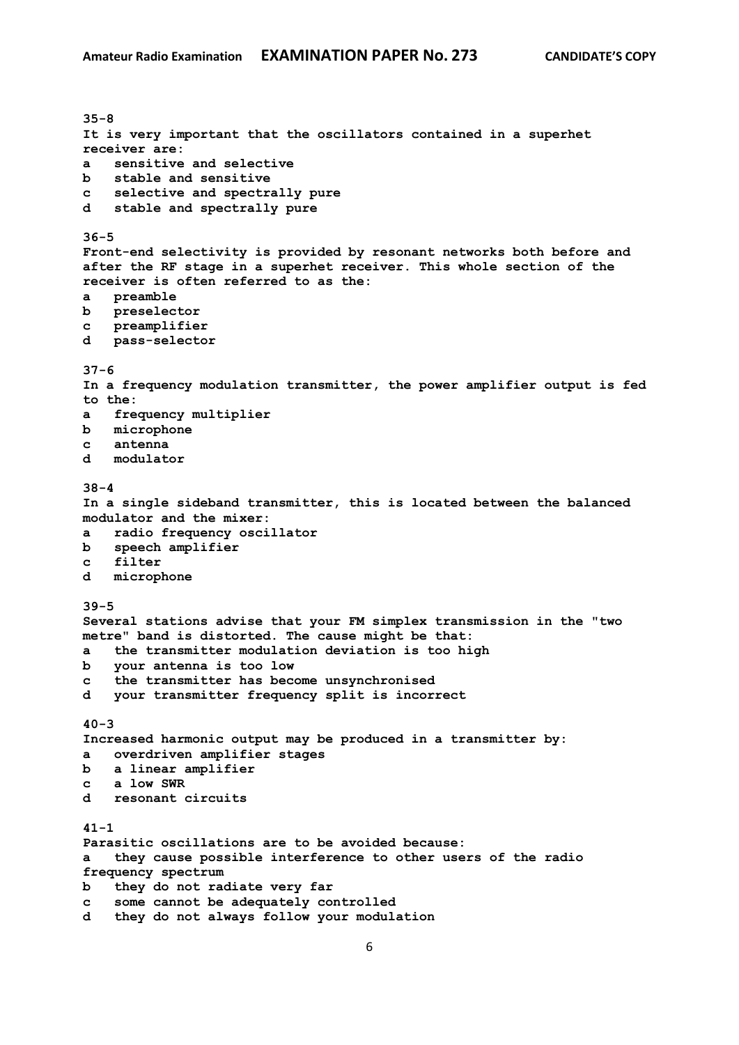**35-8**
**It is very important that the oscillators contained in a superhet receiver are:**
**a   sensitive and selective**
**b   stable and sensitive**
**c   selective and spectrally pure**
**d   stable and spectrally pure**

**36-5**
**Front-end selectivity is provided by resonant networks both before and after the RF stage in a superhet receiver. This whole section of the receiver is often referred to as the:**
**a   preamble**
**b   preselector**
**c   preamplifier**
**d   pass-selector**

**37-6**
**In a frequency modulation transmitter, the power amplifier output is fed to the:**
**a   frequency multiplier**
**b   microphone**
**c   antenna**
**d   modulator**

**38-4**
**In a single sideband transmitter, this is located between the balanced modulator and the mixer:**
**a   radio frequency oscillator**
**b   speech amplifier**
**c   filter**
**d   microphone**

**39-5**
**Several stations advise that your FM simplex transmission in the "two metre" band is distorted. The cause might be that:**
**a   the transmitter modulation deviation is too high**
**b   your antenna is too low**
**c   the transmitter has become unsynchronised**
**d   your transmitter frequency split is incorrect**

**40-3**
**Increased harmonic output may be produced in a transmitter by:**
**a   overdriven amplifier stages**
**b   a linear amplifier**
**c   a low SWR**
**d   resonant circuits**

**41-1**
**Parasitic oscillations are to be avoided because:**
**a   they cause possible interference to other users of the radio frequency spectrum**
**b   they do not radiate very far**
**c   some cannot be adequately controlled**
**d   they do not always follow your modulation**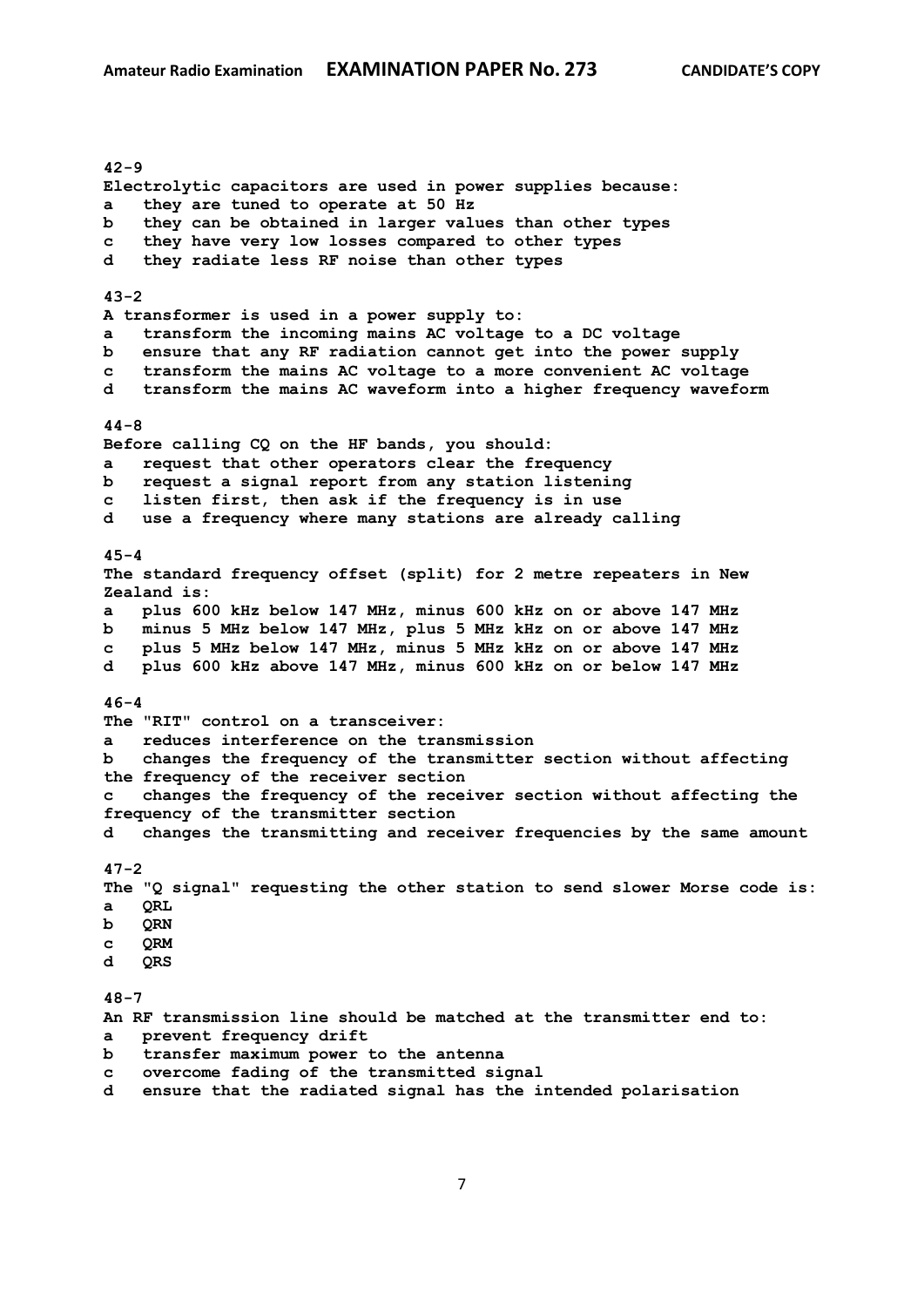**42-9**
**Electrolytic capacitors are used in power supplies because:**
**a** they are tuned to operate at 50 Hz
**b** they can be obtained in larger values than other types
**c** they have very low losses compared to other types
**d** they radiate less RF noise than other types

**43-2**
**A transformer is used in a power supply to:**
**a** transform the incoming mains AC voltage to a DC voltage
**b** ensure that any RF radiation cannot get into the power supply
**c** transform the mains AC voltage to a more convenient AC voltage
**d** transform the mains AC waveform into a higher frequency waveform

**44-8**
**Before calling CQ on the HF bands, you should:**
**a** request that other operators clear the frequency
**b** request a signal report from any station listening
**c** listen first, then ask if the frequency is in use
**d** use a frequency where many stations are already calling

**45-4**
**The standard frequency offset (split) for 2 metre repeaters in New Zealand is:**
**a** plus 600 kHz below 147 MHz, minus 600 kHz on or above 147 MHz
**b** minus 5 MHz below 147 MHz, plus 5 MHz kHz on or above 147 MHz
**c** plus 5 MHz below 147 MHz, minus 5 MHz kHz on or above 147 MHz
**d** plus 600 kHz above 147 MHz, minus 600 kHz on or below 147 MHz

**46-4**
**The "RIT" control on a transceiver:**
**a** reduces interference on the transmission
**b** changes the frequency of the transmitter section without affecting the frequency of the receiver section
**c** changes the frequency of the receiver section without affecting the frequency of the transmitter section
**d** changes the transmitting and receiver frequencies by the same amount

**47-2**
**The "Q signal" requesting the other station to send slower Morse code is:**
**a** QRL
**b** QRN
**c** QRM
**d** QRS

**48-7**
**An RF transmission line should be matched at the transmitter end to:**
**a** prevent frequency drift
**b** transfer maximum power to the antenna
**c** overcome fading of the transmitted signal
**d** ensure that the radiated signal has the intended polarisation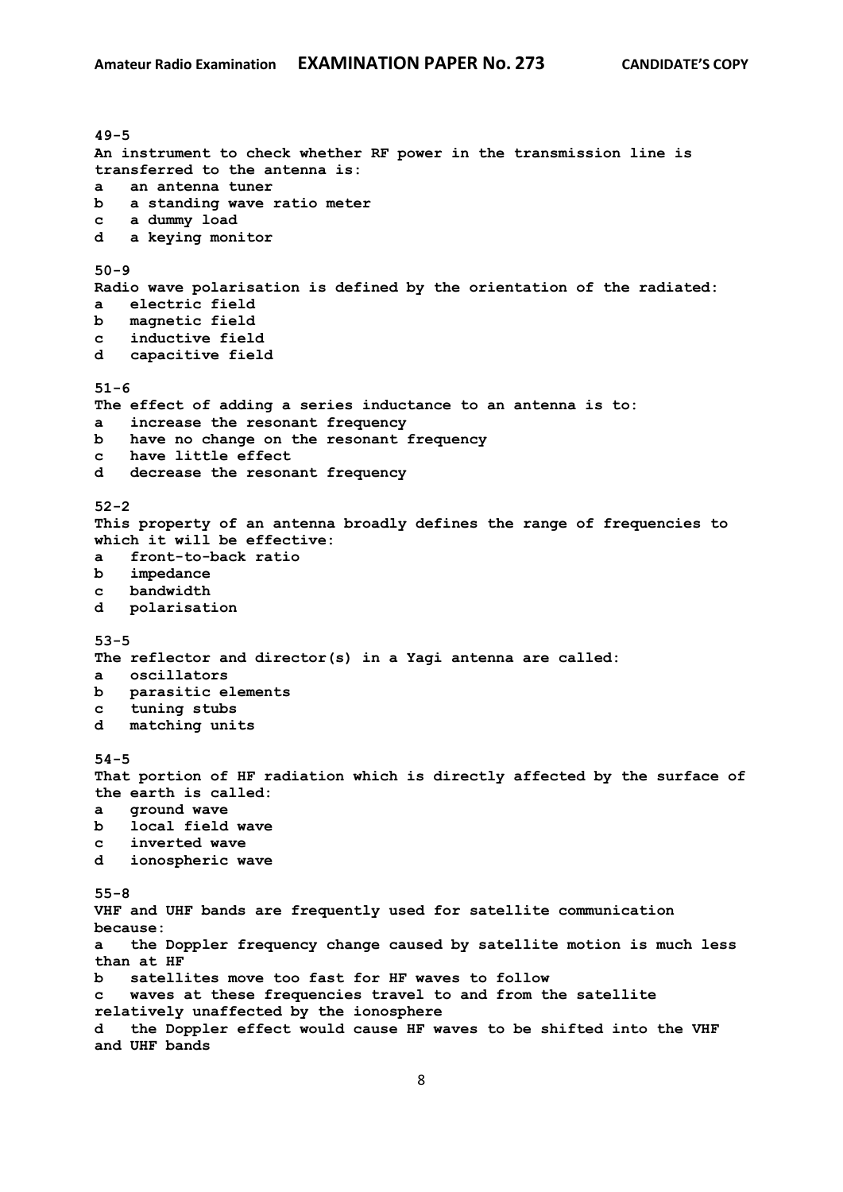**49-5**
**An instrument to check whether RF power in the transmission line is transferred to the antenna is:**
**a an antenna tuner**
**b a standing wave ratio meter**
**c a dummy load**
**d a keying monitor**

**50-9**
**Radio wave polarisation is defined by the orientation of the radiated:**
**a electric field**
**b magnetic field**
**c inductive field**
**d capacitive field**

**51-6**
**The effect of adding a series inductance to an antenna is to:**
**a increase the resonant frequency**
**b have no change on the resonant frequency**
**c have little effect**
**d decrease the resonant frequency**

**52-2**
**This property of an antenna broadly defines the range of frequencies to which it will be effective:**
**a front-to-back ratio**
**b impedance**
**c bandwidth**
**d polarisation**

**53-5**
**The reflector and director(s) in a Yagi antenna are called:**
**a oscillators**
**b parasitic elements**
**c tuning stubs**
**d matching units**

**54-5**
**That portion of HF radiation which is directly affected by the surface of the earth is called:**
**a ground wave**
**b local field wave**
**c inverted wave**
**d ionospheric wave**

**55-8**
**VHF and UHF bands are frequently used for satellite communication because:**
**a the Doppler frequency change caused by satellite motion is much less than at HF**
**b satellites move too fast for HF waves to follow**
**c waves at these frequencies travel to and from the satellite relatively unaffected by the ionosphere**
**d the Doppler effect would cause HF waves to be shifted into the VHF and UHF bands**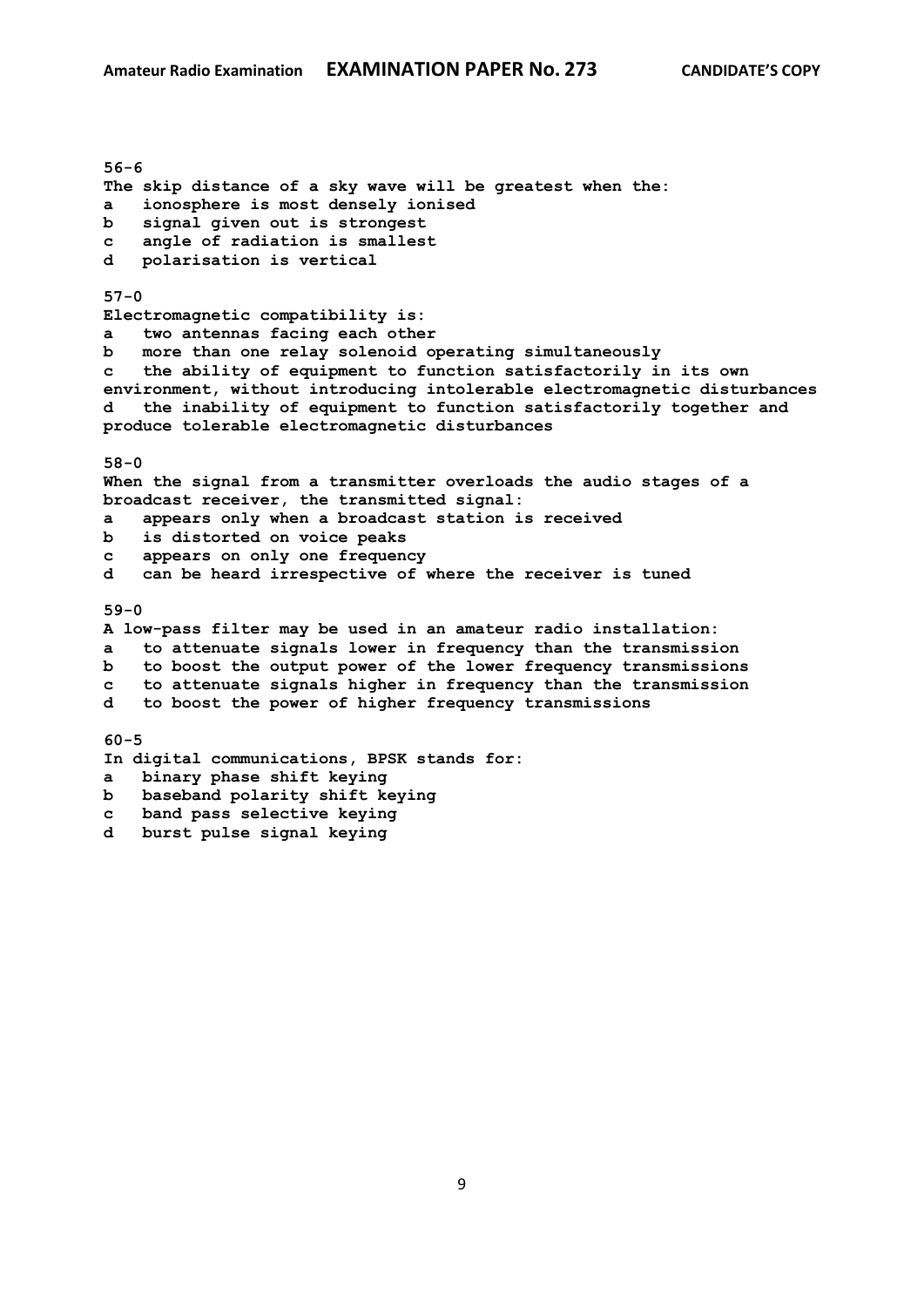**56-6**
**The skip distance of a sky wave will be greatest when the:**
**a ionosphere is most densely ionised**
**b signal given out is strongest**
**c angle of radiation is smallest**
**d polarisation is vertical**

**57-0**
**Electromagnetic compatibility is:**
**a two antennas facing each other**
**b more than one relay solenoid operating simultaneously**
**c the ability of equipment to function satisfactorily in its own environment, without introducing intolerable electromagnetic disturbances**
**d the inability of equipment to function satisfactorily together and produce tolerable electromagnetic disturbances**

**58-0**
**When the signal from a transmitter overloads the audio stages of a broadcast receiver, the transmitted signal:**
**a appears only when a broadcast station is received**
**b is distorted on voice peaks**
**c appears on only one frequency**
**d can be heard irrespective of where the receiver is tuned**

**59-0**
**A low-pass filter may be used in an amateur radio installation:**
**a to attenuate signals lower in frequency than the transmission**
**b to boost the output power of the lower frequency transmissions**
**c to attenuate signals higher in frequency than the transmission**
**d to boost the power of higher frequency transmissions**

**60-5**
**In digital communications, BPSK stands for:**
**a binary phase shift keying**
**b baseband polarity shift keying**
**c band pass selective keying**
**d burst pulse signal keying**